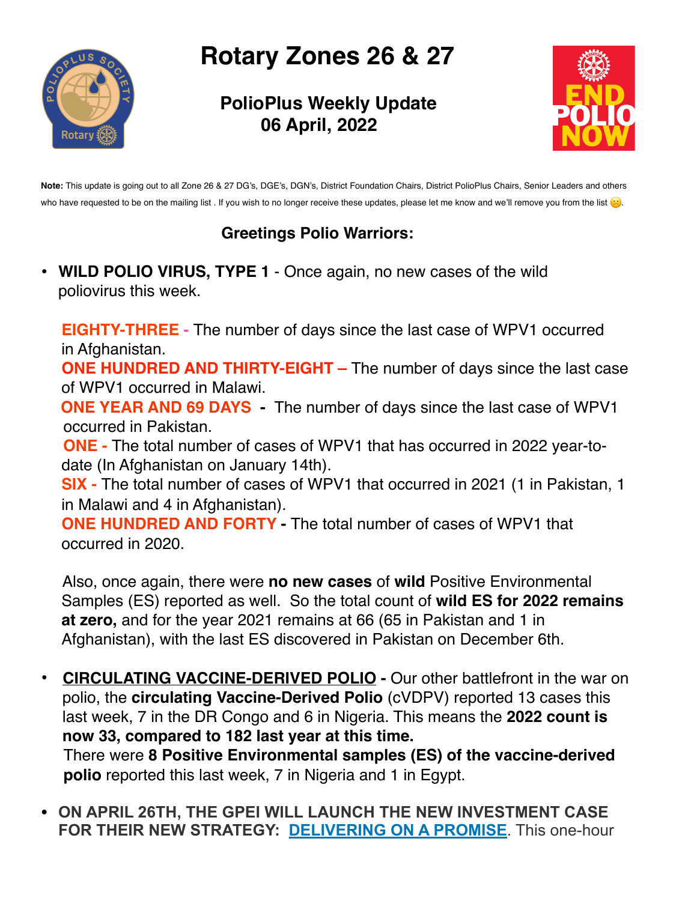# Rotary Zones 26 & 27

## PolioPlus Weekly Update
## 06 April, 2022

**Note:** This update is going out to all Zone 26 & 27 DG's, DGE's, DGN's, District Foundation Chairs, District PolioPlus Chairs, Senior Leaders and others who have requested to be on the mailing list . If you wish to no longer receive these updates, please let me know and we'll remove you from the list ☹️.

**Greetings Polio Warriors:**

- **WILD POLIO VIRUS, TYPE 1** - Once again, no new cases of the wild poliovirus this week.

  **EIGHTY-THREE** - The number of days since the last case of WPV1 occurred in Afghanistan.
  **ONE HUNDRED AND THIRTY-EIGHT –** The number of days since the last case of WPV1 occurred in Malawi.
  **ONE YEAR AND 69 DAYS** - The number of days since the last case of WPV1 occurred in Pakistan.
  **ONE -** The total number of cases of WPV1 that has occurred in 2022 year-to-date (In Afghanistan on January 14th).
  **SIX -** The total number of cases of WPV1 that occurred in 2021 (1 in Pakistan, 1 in Malawi and 4 in Afghanistan).
  **ONE HUNDRED AND FORTY -** The total number of cases of WPV1 that occurred in 2020.

  Also, once again, there were **no new cases** of **wild** Positive Environmental Samples (ES) reported as well. So the total count of **wild ES for 2022 remains at zero,** and for the year 2021 remains at 66 (65 in Pakistan and 1 in Afghanistan), with the last ES discovered in Pakistan on December 6th.

- **CIRCULATING VACCINE-DERIVED POLIO -** Our other battlefront in the war on polio, the **circulating Vaccine-Derived Polio** (cVDPV) reported 13 cases this last week, 7 in the DR Congo and 6 in Nigeria. This means the **2022 count is now 33, compared to 182 last year at this time.**
  There were **8 Positive Environmental samples (ES) of the vaccine-derived polio** reported this last week, 7 in Nigeria and 1 in Egypt.

- **ON APRIL 26TH, THE GPEI WILL LAUNCH THE NEW INVESTMENT CASE FOR THEIR NEW STRATEGY: DELIVERING ON A PROMISE**. This one-hour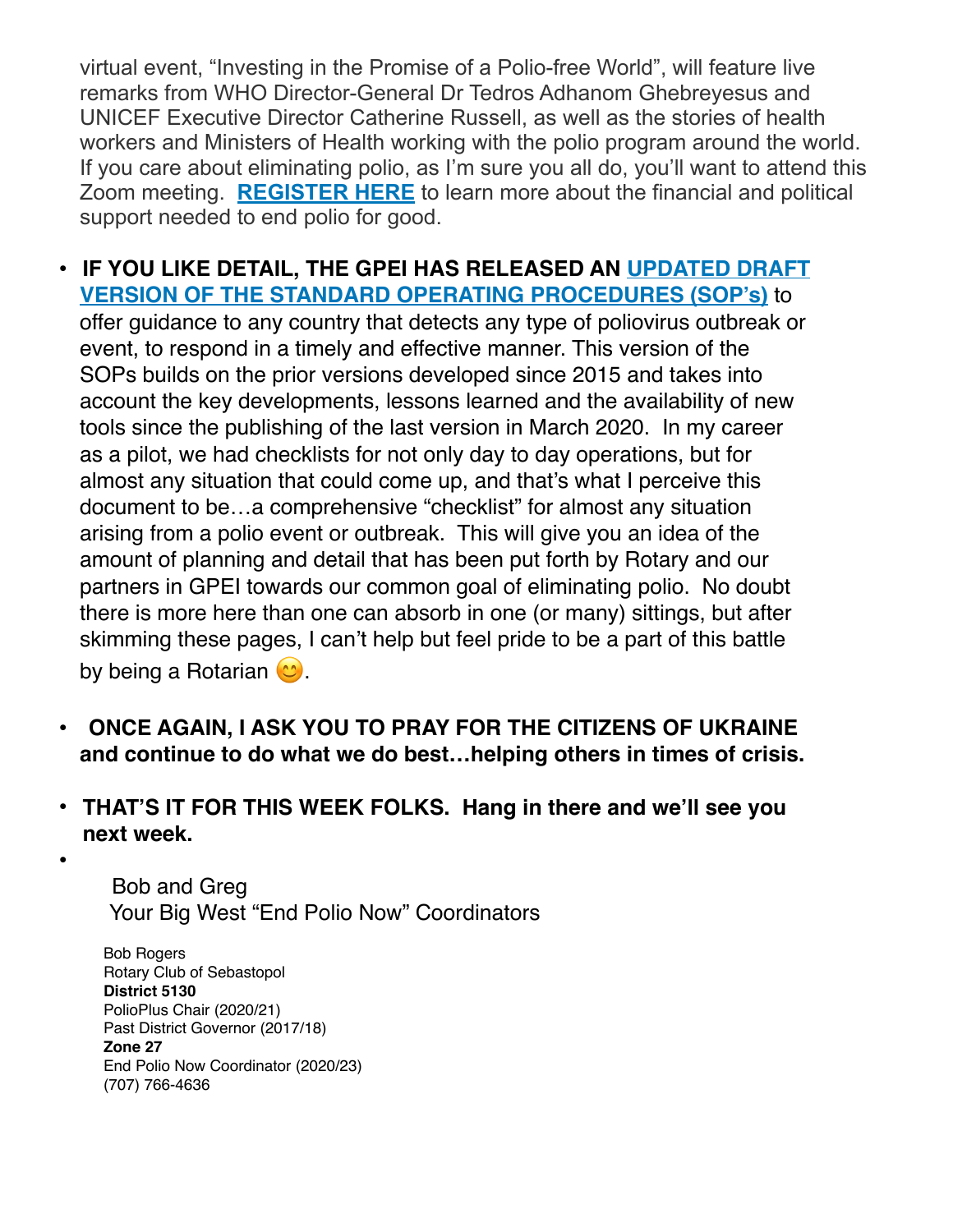virtual event, "Investing in the Promise of a Polio-free World", will feature live remarks from WHO Director-General Dr Tedros Adhanom Ghebreyesus and UNICEF Executive Director Catherine Russell, as well as the stories of health workers and Ministers of Health working with the polio program around the world. If you care about eliminating polio, as I'm sure you all do, you'll want to attend this Zoom meeting. **REGISTER HERE** to learn more about the financial and political support needed to end polio for good.

- **IF YOU LIKE DETAIL, THE GPEI HAS RELEASED AN UPDATED DRAFT VERSION OF THE STANDARD OPERATING PROCEDURES (SOP's)** to offer guidance to any country that detects any type of poliovirus outbreak or event, to respond in a timely and effective manner. This version of the SOPs builds on the prior versions developed since 2015 and takes into account the key developments, lessons learned and the availability of new tools since the publishing of the last version in March 2020. In my career as a pilot, we had checklists for not only day to day operations, but for almost any situation that could come up, and that's what I perceive this document to be…a comprehensive "checklist" for almost any situation arising from a polio event or outbreak. This will give you an idea of the amount of planning and detail that has been put forth by Rotary and our partners in GPEI towards our common goal of eliminating polio. No doubt there is more here than one can absorb in one (or many) sittings, but after skimming these pages, I can't help but feel pride to be a part of this battle by being a Rotarian 😊.

- **ONCE AGAIN, I ASK YOU TO PRAY FOR THE CITIZENS OF UKRAINE and continue to do what we do best…helping others in times of crisis.**

- **THAT'S IT FOR THIS WEEK FOLKS. Hang in there and we'll see you next week.**

Bob and Greg
Your Big West "End Polio Now" Coordinators

Bob Rogers
Rotary Club of Sebastopol
**District 5130**
PolioPlus Chair (2020/21)
Past District Governor (2017/18)
**Zone 27**
End Polio Now Coordinator (2020/23)
(707) 766-4636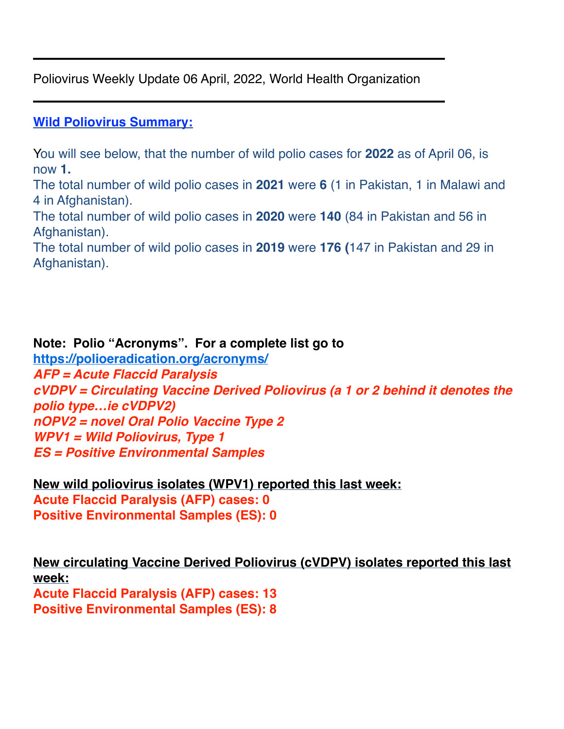---

Poliovirus Weekly Update 06 April, 2022, World Health Organization

---

## Wild Poliovirus Summary:

You will see below, that the number of wild polio cases for **2022** as of April 06, is now **1.**
The total number of wild polio cases in **2021** were **6** (1 in Pakistan, 1 in Malawi and 4 in Afghanistan).
The total number of wild polio cases in **2020** were **140** (84 in Pakistan and 56 in Afghanistan).
The total number of wild polio cases in **2019** were **176** (147 in Pakistan and 29 in Afghanistan).

**Note: Polio "Acronyms". For a complete list go to https://polioeradication.org/acronyms/**
***AFP = Acute Flaccid Paralysis***
***cVDPV = Circulating Vaccine Derived Poliovirus (a 1 or 2 behind it denotes the polio type…ie cVDPV2)***
***nOPV2 = novel Oral Polio Vaccine Type 2***
***WPV1 = Wild Poliovirus, Type 1***
***ES = Positive Environmental Samples***

**New wild poliovirus isolates (WPV1) reported this last week:**
**Acute Flaccid Paralysis (AFP) cases: 0**
**Positive Environmental Samples (ES): 0**

**New circulating Vaccine Derived Poliovirus (cVDPV) isolates reported this last week:**
**Acute Flaccid Paralysis (AFP) cases: 13**
**Positive Environmental Samples (ES): 8**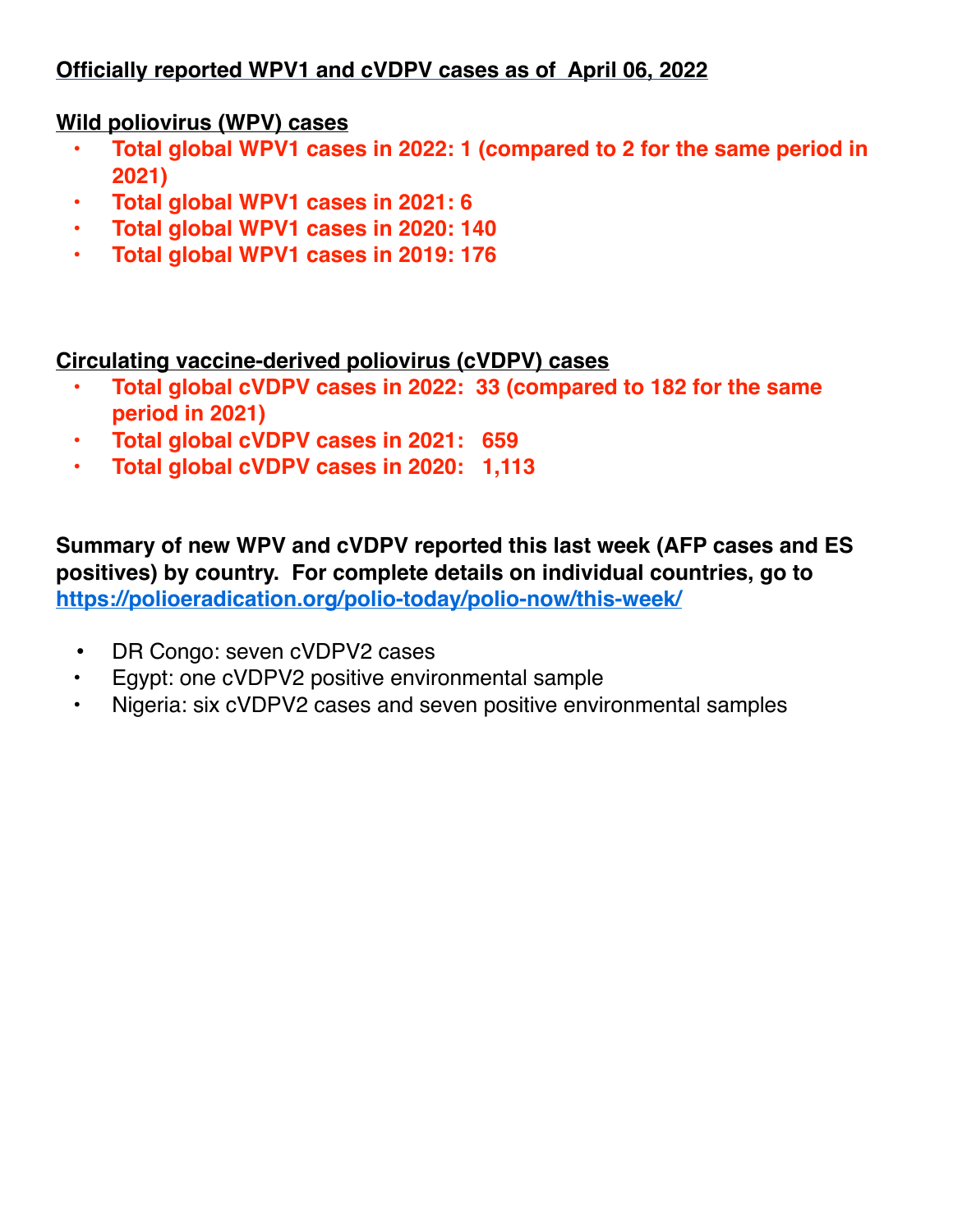## Officially reported WPV1 and cVDPV cases as of  April 06, 2022

### Wild poliovirus (WPV) cases

- **Total global WPV1 cases in 2022: 1 (compared to 2 for the same period in 2021)**
- **Total global WPV1 cases in 2021: 6**
- **Total global WPV1 cases in 2020: 140**
- **Total global WPV1 cases in 2019: 176**

### Circulating vaccine-derived poliovirus (cVDPV) cases

- **Total global cVDPV cases in 2022:  33 (compared to 182 for the same period in 2021)**
- **Total global cVDPV cases in 2021:   659**
- **Total global cVDPV cases in 2020:   1,113**

**Summary of new WPV and cVDPV reported this last week (AFP cases and ES positives) by country.  For complete details on individual countries, go to https://polioeradication.org/polio-today/polio-now/this-week/**

- DR Congo: seven cVDPV2 cases
- Egypt: one cVDPV2 positive environmental sample
- Nigeria: six cVDPV2 cases and seven positive environmental samples